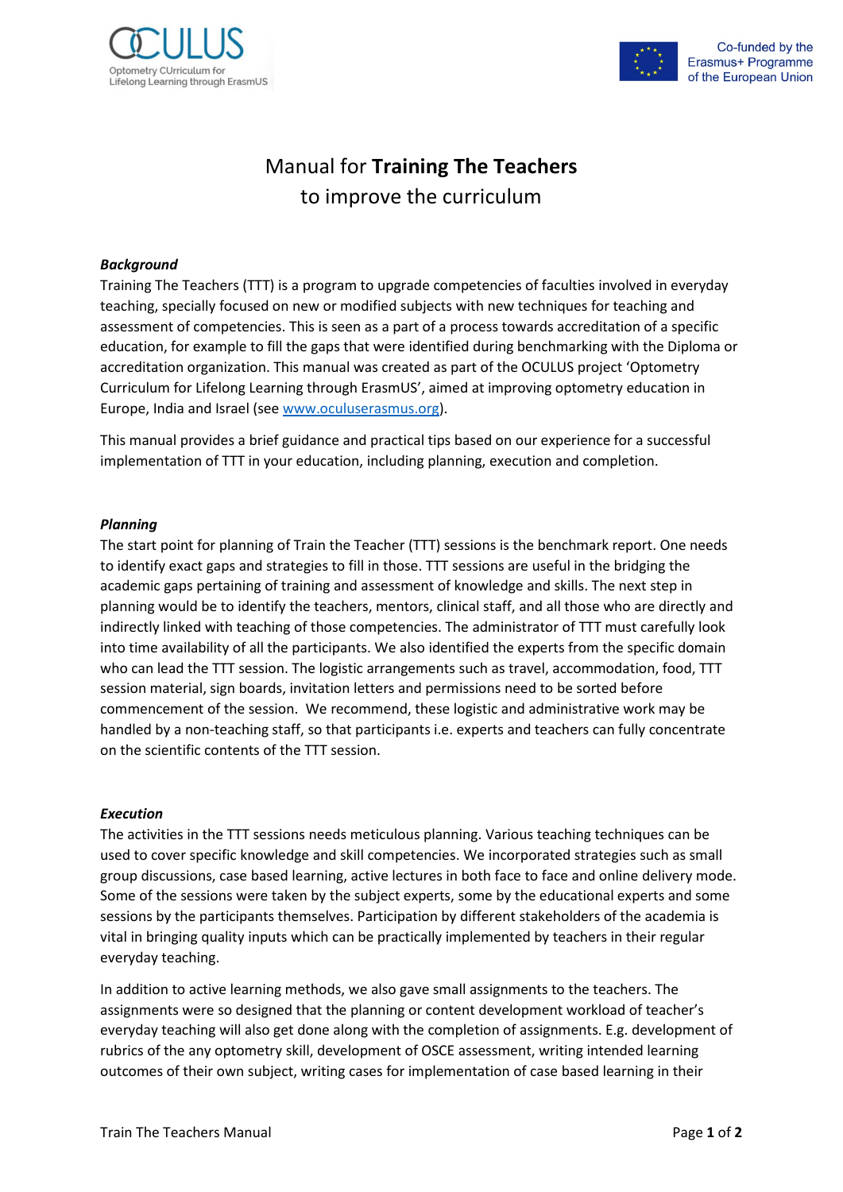# Manual for **Training The Teachers** to improve the curriculum

### *Background*

Training The Teachers (TTT) is a program to upgrade competencies of faculties involved in everyday teaching, specially focused on new or modified subjects with new techniques for teaching and assessment of competencies. This is seen as a part of a process towards accreditation of a specific education, for example to fill the gaps that were identified during benchmarking with the Diploma or accreditation organization. This manual was created as part of the OCULUS project 'Optometry Curriculum for Lifelong Learning through ErasmUS', aimed at improving optometry education in Europe, India and Israel (see [www.oculuserasmus.org](http://www.oculuserasmus.org)).

This manual provides a brief guidance and practical tips based on our experience for a successful implementation of TTT in your education, including planning, execution and completion.

### *Planning*

The start point for planning of Train the Teacher (TTT) sessions is the benchmark report. One needs to identify exact gaps and strategies to fill in those. TTT sessions are useful in the bridging the academic gaps pertaining of training and assessment of knowledge and skills. The next step in planning would be to identify the teachers, mentors, clinical staff, and all those who are directly and indirectly linked with teaching of those competencies. The administrator of TTT must carefully look into time availability of all the participants. We also identified the experts from the specific domain who can lead the TTT session. The logistic arrangements such as travel, accommodation, food, TTT session material, sign boards, invitation letters and permissions need to be sorted before commencement of the session. We recommend, these logistic and administrative work may be handled by a non-teaching staff, so that participants i.e. experts and teachers can fully concentrate on the scientific contents of the TTT session.

### *Execution*

The activities in the TTT sessions needs meticulous planning. Various teaching techniques can be used to cover specific knowledge and skill competencies. We incorporated strategies such as small group discussions, case based learning, active lectures in both face to face and online delivery mode. Some of the sessions were taken by the subject experts, some by the educational experts and some sessions by the participants themselves. Participation by different stakeholders of the academia is vital in bringing quality inputs which can be practically implemented by teachers in their regular everyday teaching.

In addition to active learning methods, we also gave small assignments to the teachers. The assignments were so designed that the planning or content development workload of teacher's everyday teaching will also get done along with the completion of assignments. E.g. development of rubrics of the any optometry skill, development of OSCE assessment, writing intended learning outcomes of their own subject, writing cases for implementation of case based learning in their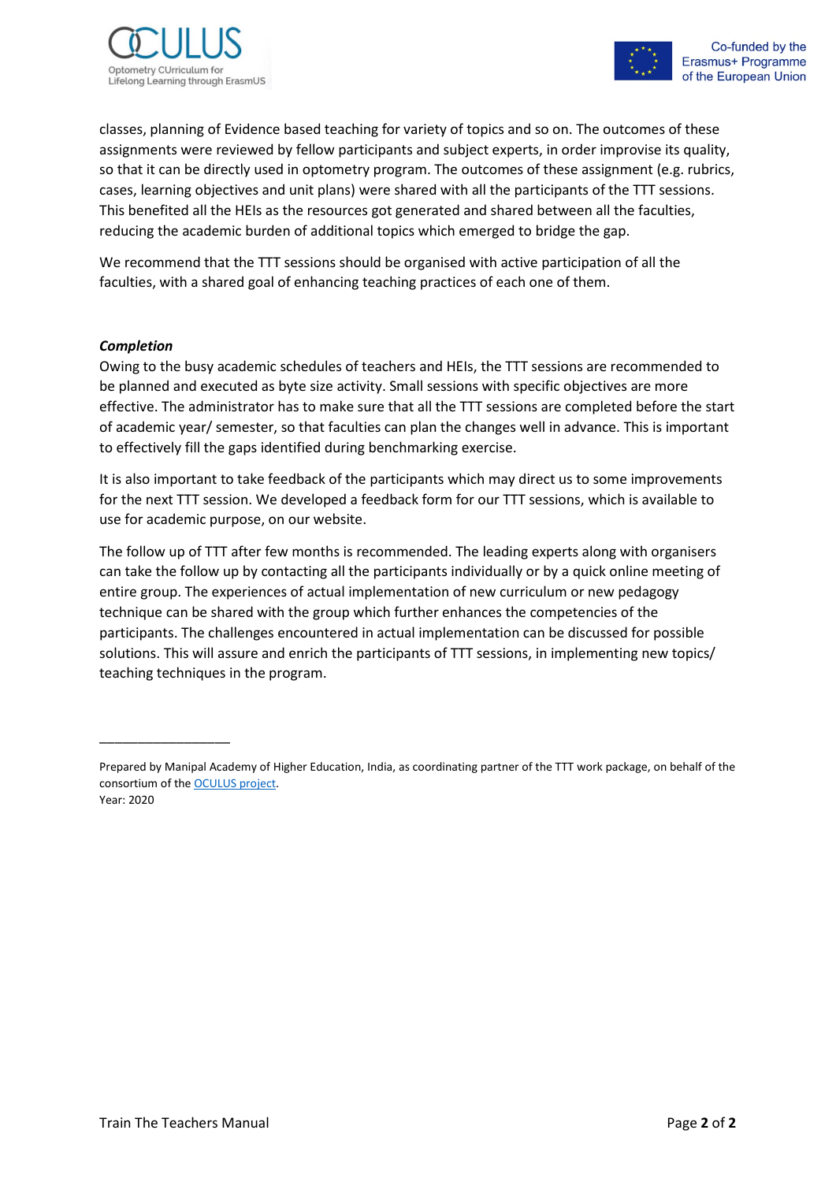classes, planning of Evidence based teaching for variety of topics and so on. The outcomes of these assignments were reviewed by fellow participants and subject experts, in order improvise its quality, so that it can be directly used in optometry program. The outcomes of these assignment (e.g. rubrics, cases, learning objectives and unit plans) were shared with all the participants of the TTT sessions. This benefited all the HEIs as the resources got generated and shared between all the faculties, reducing the academic burden of additional topics which emerged to bridge the gap.

We recommend that the TTT sessions should be organised with active participation of all the faculties, with a shared goal of enhancing teaching practices of each one of them.

***Completion***

Owing to the busy academic schedules of teachers and HEIs, the TTT sessions are recommended to be planned and executed as byte size activity. Small sessions with specific objectives are more effective. The administrator has to make sure that all the TTT sessions are completed before the start of academic year/ semester, so that faculties can plan the changes well in advance. This is important to effectively fill the gaps identified during benchmarking exercise.

It is also important to take feedback of the participants which may direct us to some improvements for the next TTT session. We developed a feedback form for our TTT sessions, which is available to use for academic purpose, on our website.

The follow up of TTT after few months is recommended. The leading experts along with organisers can take the follow up by contacting all the participants individually or by a quick online meeting of entire group. The experiences of actual implementation of new curriculum or new pedagogy technique can be shared with the group which further enhances the competencies of the participants. The challenges encountered in actual implementation can be discussed for possible solutions. This will assure and enrich the participants of TTT sessions, in implementing new topics/ teaching techniques in the program.

___________________

Prepared by Manipal Academy of Higher Education, India, as coordinating partner of the TTT work package, on behalf of the consortium of the OCULUS project.
Year: 2020